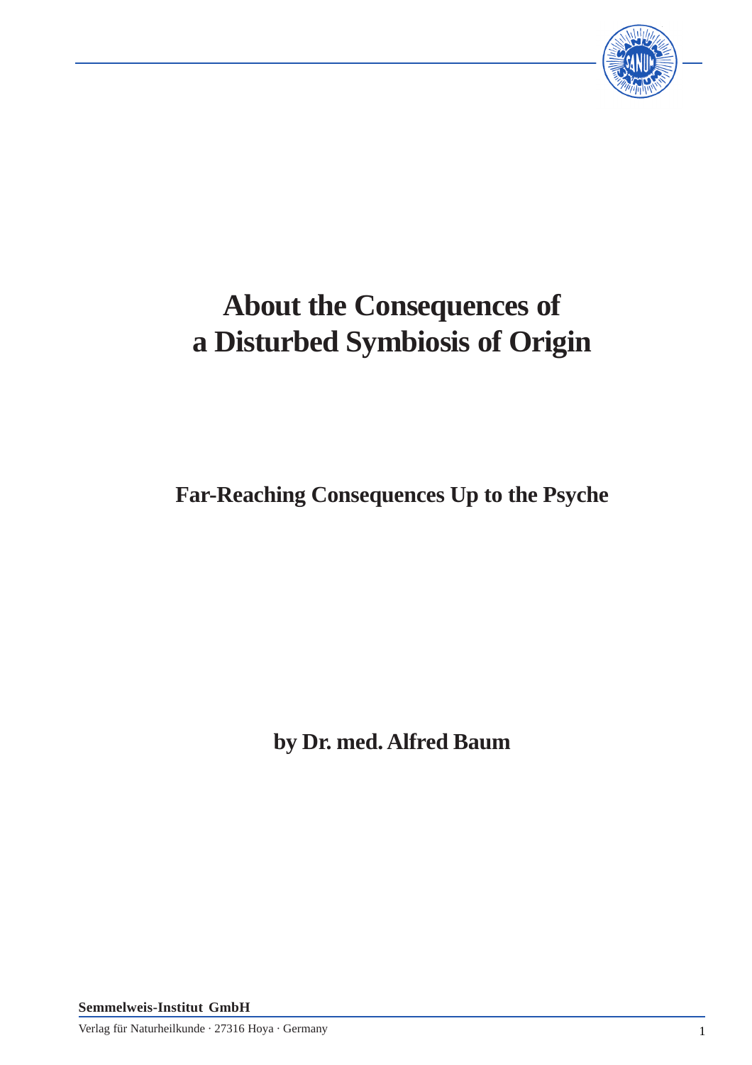# About the Consequences of a Disturbed Symbiosis of Origin

## Far-Reaching Consequences Up to the Psyche

**by Dr. med. Alfred Baum**

**Semmelweis-Institut GmbH**

Verlag für Naturheilkunde · 27316 Hoya · Germany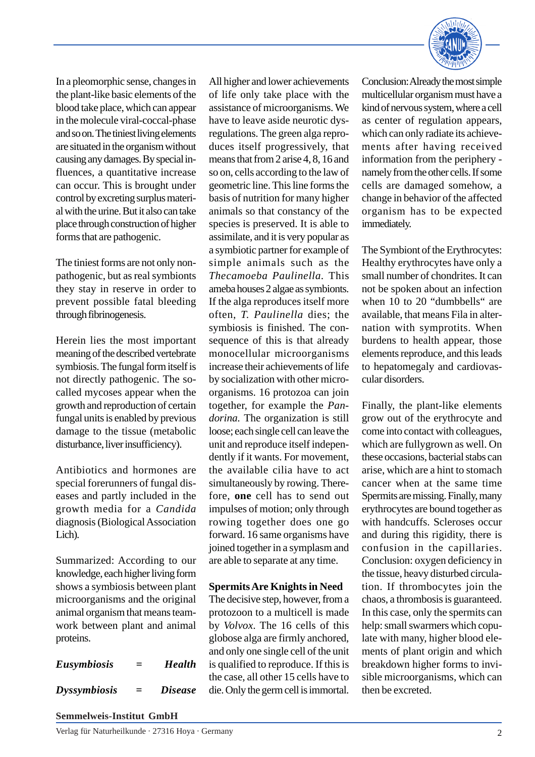In a pleomorphic sense, changes in the plant-like basic elements of the blood take place, which can appear in the molecule viral-coccal-phase and so on. The tiniest living elements are situated in the organism without causing any damages. By special influences, a quantitative increase can occur. This is brought under control by excreting surplus material with the urine. But it also can take place through construction of higher forms that are pathogenic.

The tiniest forms are not only non-pathogenic, but as real symbionts they stay in reserve in order to prevent possible fatal bleeding through fibrinogenesis.

Herein lies the most important meaning of the described vertebrate symbiosis. The fungal form itself is not directly pathogenic. The so-called mycoses appear when the growth and reproduction of certain fungal units is enabled by previous damage to the tissue (metabolic disturbance, liver insufficiency).

Antibiotics and hormones are special forerunners of fungal diseases and partly included in the growth media for a *Candida* diagnosis (Biological Association Lich).

Summarized: According to our knowledge, each higher living form shows a symbiosis between plant microorganisms and the original animal organism that means teamwork between plant and animal proteins.

***Eusymbiosis* = *Health***

***Dyssymbiosis* = *Disease***

All higher and lower achievements of life only take place with the assistance of microorganisms. We have to leave aside neurotic dysregulations. The green alga reproduces itself progressively, that means that from 2 arise 4, 8, 16 and so on, cells according to the law of geometric line. This line forms the basis of nutrition for many higher animals so that constancy of the species is preserved. It is able to assimilate, and it is very popular as a symbiotic partner for example of simple animals such as the *Thecamoeba Paulinella*. This ameba houses 2 algae as symbionts. If the alga reproduces itself more often, *T. Paulinella* dies; the symbiosis is finished. The consequence of this is that already monocellular microorganisms increase their achievements of life by socialization with other microorganisms. 16 protozoa can join together, for example the *Pandorina*. The organization is still loose; each single cell can leave the unit and reproduce itself independently if it wants. For movement, the available cilia have to act simultaneously by rowing. Therefore, **one** cell has to send out impulses of motion; only through rowing together does one go forward. 16 same organisms have joined together in a symplasm and are able to separate at any time.

**Spermits Are Knights in Need**

The decisive step, however, from a protozoon to a multicell is made by *Volvox*. The 16 cells of this globose alga are firmly anchored, and only one single cell of the unit is qualified to reproduce. If this is the case, all other 15 cells have to die. Only the germ cell is immortal.

Conclusion: Already the most simple multicellular organism must have a kind of nervous system, where a cell as center of regulation appears, which can only radiate its achievements after having received information from the periphery - namely from the other cells. If some cells are damaged somehow, a change in behavior of the affected organism has to be expected immediately.

The Symbiont of the Erythrocytes: Healthy erythrocytes have only a small number of chondrites. It can not be spoken about an infection when 10 to 20 "dumbbells" are available, that means Fila in alternation with symprotits. When burdens to health appear, those elements reproduce, and this leads to hepatomegaly and cardiovascular disorders.

Finally, the plant-like elements grow out of the erythrocyte and come into contact with colleagues, which are fullygrown as well. On these occasions, bacterial stabs can arise, which are a hint to stomach cancer when at the same time Spermits are missing. Finally, many erythrocytes are bound together as with handcuffs. Scleroses occur and during this rigidity, there is confusion in the capillaries. Conclusion: oxygen deficiency in the tissue, heavy disturbed circulation. If thrombocytes join the chaos, a thrombosis is guaranteed. In this case, only the spermits can help: small swarmers which copulate with many, higher blood elements of plant origin and which breakdown higher forms to invisible microorganisms, which can then be excreted.

**Semmelweis-Institut GmbH**

Verlag für Naturheilkunde · 27316 Hoya · Germany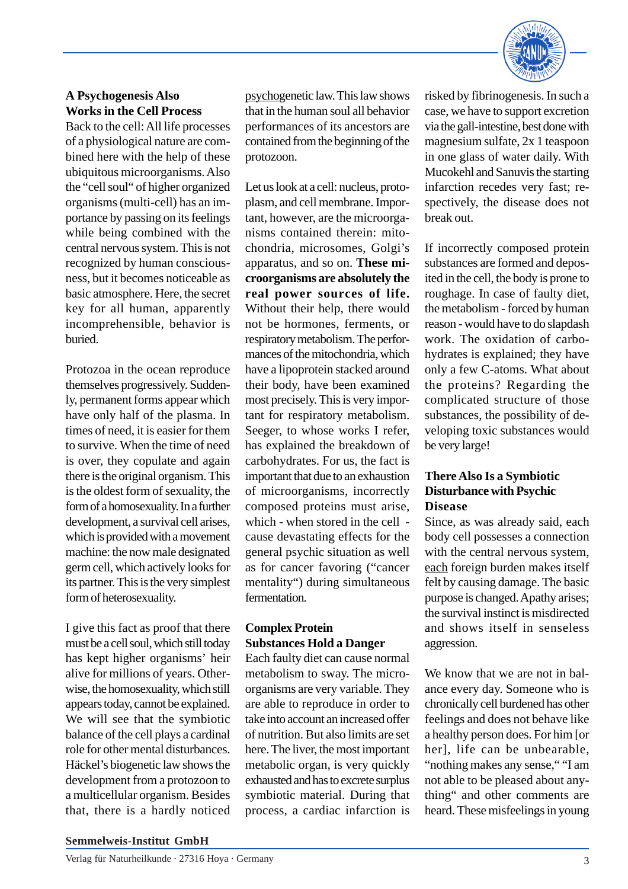## A Psychogenesis Also Works in the Cell Process

Back to the cell: All life processes of a physiological nature are combined here with the help of these ubiquitous microorganisms. Also the "cell soul" of higher organized organisms (multi-cell) has an importance by passing on its feelings while being combined with the central nervous system. This is not recognized by human consciousness, but it becomes noticeable as basic atmosphere. Here, the secret key for all human, apparently incomprehensible, behavior is buried.

Protozoa in the ocean reproduce themselves progressively. Suddenly, permanent forms appear which have only half of the plasma. In times of need, it is easier for them to survive. When the time of need is over, they copulate and again there is the original organism. This is the oldest form of sexuality, the form of a homosexuality. In a further development, a survival cell arises, which is provided with a movement machine: the now male designated germ cell, which actively looks for its partner. This is the very simplest form of heterosexuality.

I give this fact as proof that there must be a cell soul, which still today has kept higher organisms' heir alive for millions of years. Otherwise, the homosexuality, which still appears today, cannot be explained. We will see that the symbiotic balance of the cell plays a cardinal role for other mental disturbances. Häckel's biogenetic law shows the development from a protozoon to a multicellular organism. Besides that, there is a hardly noticed psychogenetic law. This law shows that in the human soul all behavior performances of its ancestors are contained from the beginning of the protozoon.

Let us look at a cell: nucleus, protoplasm, and cell membrane. Important, however, are the microorganisms contained therein: mitochondria, microsomes, Golgi's apparatus, and so on. **These microorganisms are absolutely the real power sources of life.** Without their help, there would not be hormones, ferments, or respiratory metabolism. The performances of the mitochondria, which have a lipoprotein stacked around their body, have been examined most precisely. This is very important for respiratory metabolism. Seeger, to whose works I refer, has explained the breakdown of carbohydrates. For us, the fact is important that due to an exhaustion of microorganisms, incorrectly composed proteins must arise, which - when stored in the cell - cause devastating effects for the general psychic situation as well as for cancer favoring ("cancer mentality") during simultaneous fermentation.

## Complex Protein Substances Hold a Danger

Each faulty diet can cause normal metabolism to sway. The microorganisms are very variable. They are able to reproduce in order to take into account an increased offer of nutrition. But also limits are set here. The liver, the most important metabolic organ, is very quickly exhausted and has to excrete surplus symbiotic material. During that process, a cardiac infarction is risked by fibrinogenesis. In such a case, we have to support excretion via the gall-intestine, best done with magnesium sulfate, 2x 1 teaspoon in one glass of water daily. With Mucokehl and Sanuvis the starting infarction recedes very fast; respectively, the disease does not break out.

If incorrectly composed protein substances are formed and deposited in the cell, the body is prone to roughage. In case of faulty diet, the metabolism - forced by human reason - would have to do slapdash work. The oxidation of carbohydrates is explained; they have only a few C-atoms. What about the proteins? Regarding the complicated structure of those substances, the possibility of developing toxic substances would be very large!

## There Also Is a Symbiotic Disturbance with Psychic Disease

Since, as was already said, each body cell possesses a connection with the central nervous system, each foreign burden makes itself felt by causing damage. The basic purpose is changed. Apathy arises; the survival instinct is misdirected and shows itself in senseless aggression.

We know that we are not in balance every day. Someone who is chronically cell burdened has other feelings and does not behave like a healthy person does. For him [or her], life can be unbearable, "nothing makes any sense," "I am not able to be pleased about anything" and other comments are heard. These misfeelings in young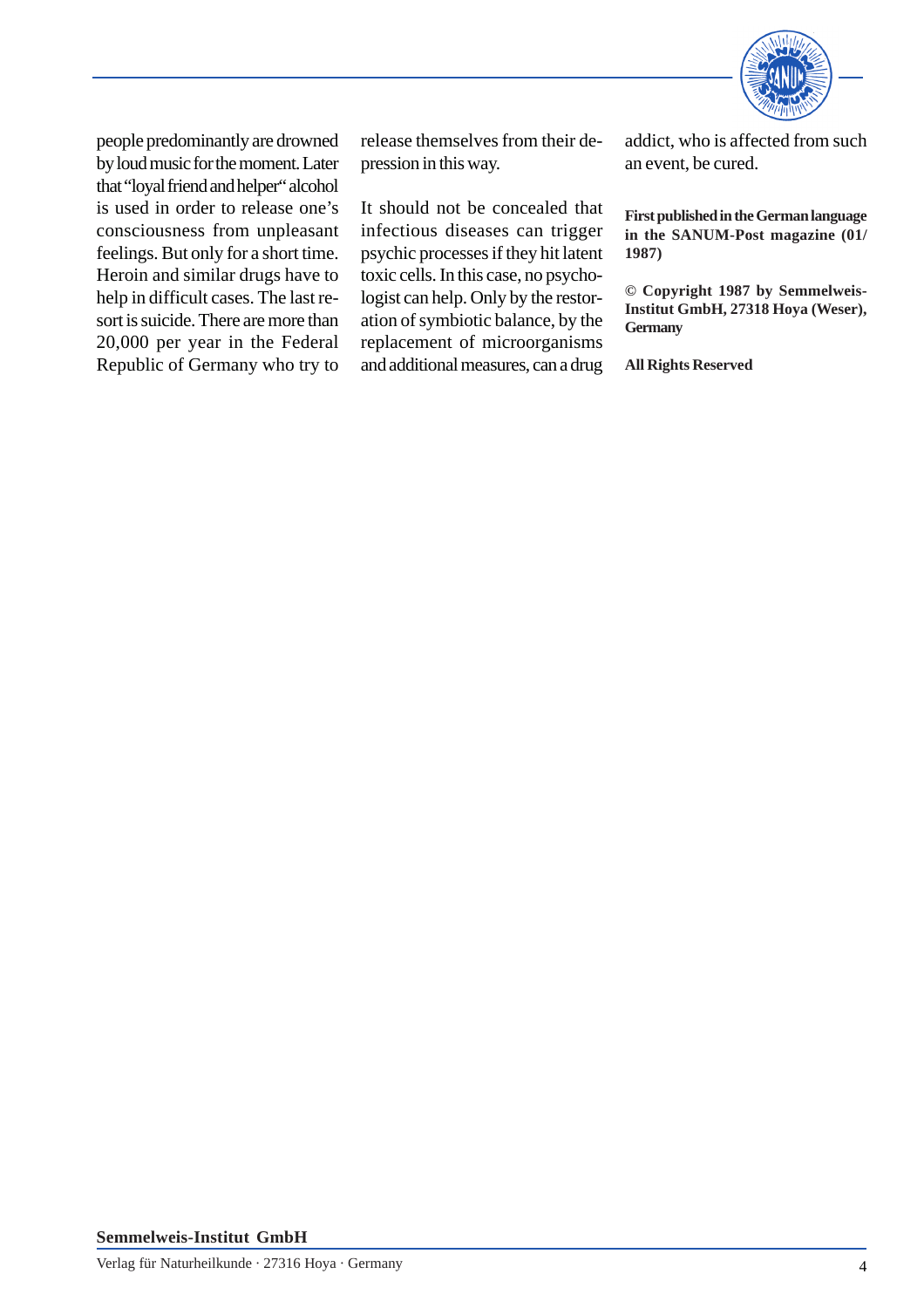people predominantly are drowned by loud music for the moment. Later that "loyal friend and helper" alcohol is used in order to release one's consciousness from unpleasant feelings. But only for a short time. Heroin and similar drugs have to help in difficult cases. The last resort is suicide. There are more than 20,000 per year in the Federal Republic of Germany who try to release themselves from their depression in this way.

It should not be concealed that infectious diseases can trigger psychic processes if they hit latent toxic cells. In this case, no psychologist can help. Only by the restoration of symbiotic balance, by the replacement of microorganisms and additional measures, can a drug addict, who is affected from such an event, be cured.

**First published in the German language in the SANUM-Post magazine (01/ 1987)**

**© Copyright 1987 by Semmelweis-Institut GmbH, 27318 Hoya (Weser), Germany**

**All Rights Reserved**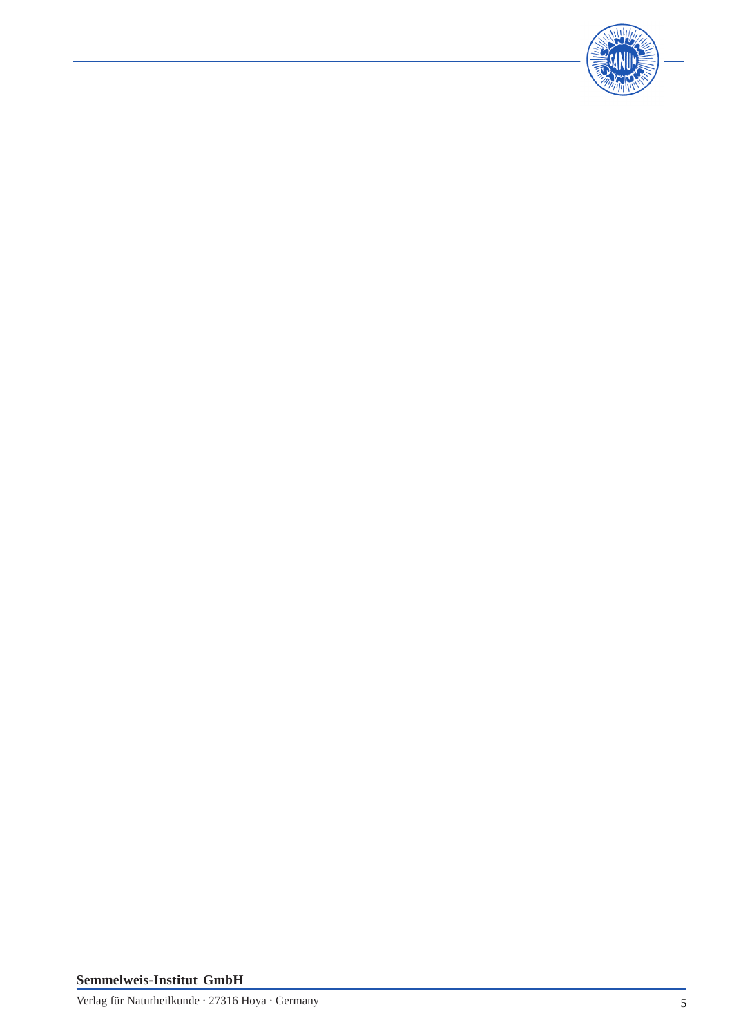**Semmelweis-Institut GmbH**

Verlag für Naturheilkunde · 27316 Hoya · Germany